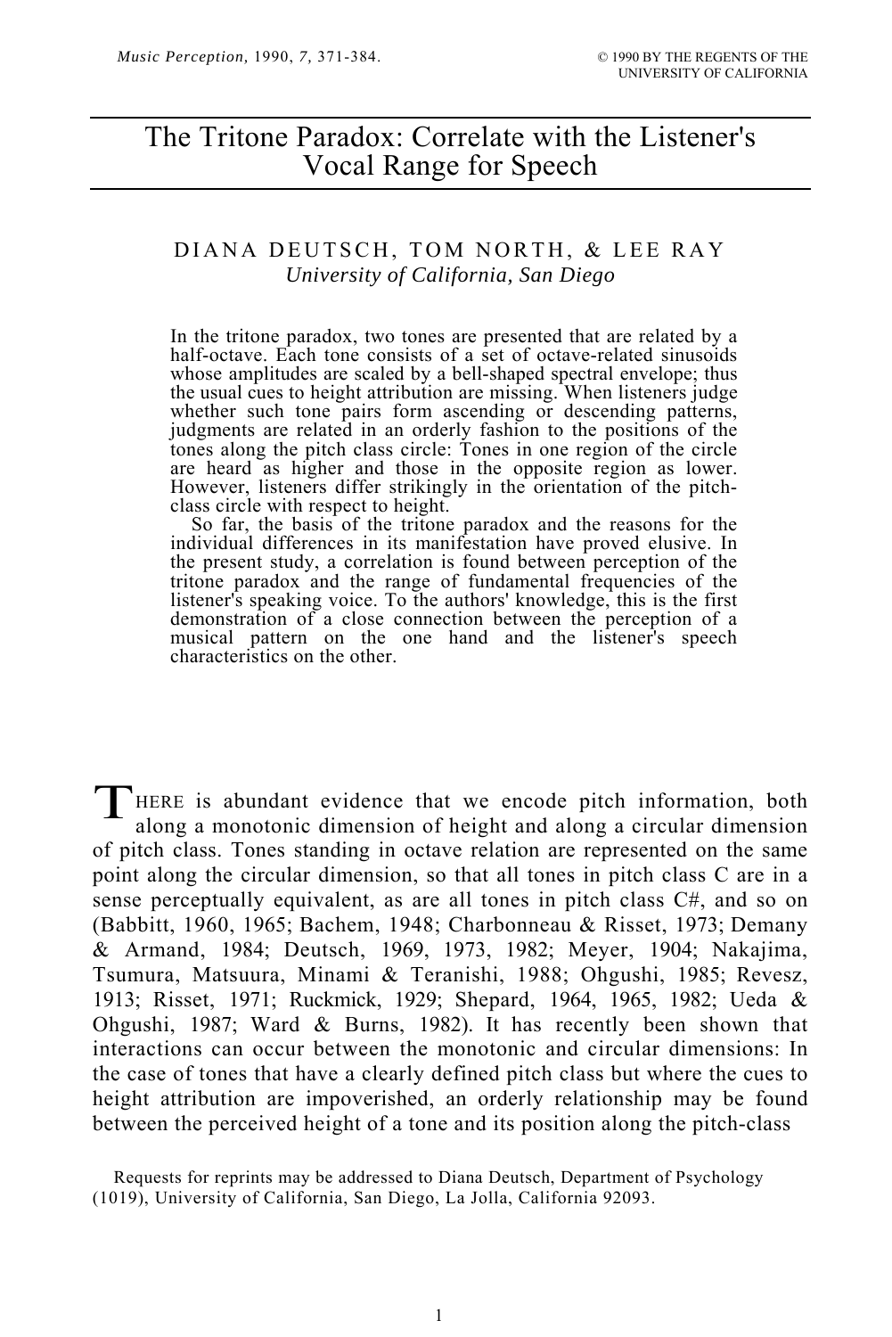# The Tritone Paradox: Correlate with the Listener's Vocal Range for Speech

DIANA DEUTSCH, TOM NORTH, & LEE RAY
*University of California, San Diego*

In the tritone paradox, two tones are presented that are related by a half-octave. Each tone consists of a set of octave-related sinusoids whose amplitudes are scaled by a bell-shaped spectral envelope; thus the usual cues to height attribution are missing. When listeners judge whether such tone pairs form ascending or descending patterns, judgments are related in an orderly fashion to the positions of the tones along the pitch class circle: Tones in one region of the circle are heard as higher and those in the opposite region as lower. However, listeners differ strikingly in the orientation of the pitch-class circle with respect to height.

So far, the basis of the tritone paradox and the reasons for the individual differences in its manifestation have proved elusive. In the present study, a correlation is found between perception of the tritone paradox and the range of fundamental frequencies of the listener's speaking voice. To the authors' knowledge, this is the first demonstration of a close connection between the perception of a musical pattern on the one hand and the listener's speech characteristics on the other.

THERE is abundant evidence that we encode pitch information, both along a monotonic dimension of height and along a circular dimension of pitch class. Tones standing in octave relation are represented on the same point along the circular dimension, so that all tones in pitch class C are in a sense perceptually equivalent, as are all tones in pitch class C#, and so on (Babbitt, 1960, 1965; Bachem, 1948; Charbonneau & Risset, 1973; Demany & Armand, 1984; Deutsch, 1969, 1973, 1982; Meyer, 1904; Nakajima, Tsumura, Matsuura, Minami & Teranishi, 1988; Ohgushi, 1985; Revesz, 1913; Risset, 1971; Ruckmick, 1929; Shepard, 1964, 1965, 1982; Ueda & Ohgushi, 1987; Ward & Burns, 1982). It has recently been shown that interactions can occur between the monotonic and circular dimensions: In the case of tones that have a clearly defined pitch class but where the cues to height attribution are impoverished, an orderly relationship may be found between the perceived height of a tone and its position along the pitch-class

Requests for reprints may be addressed to Diana Deutsch, Department of Psychology (1019), University of California, San Diego, La Jolla, California 92093.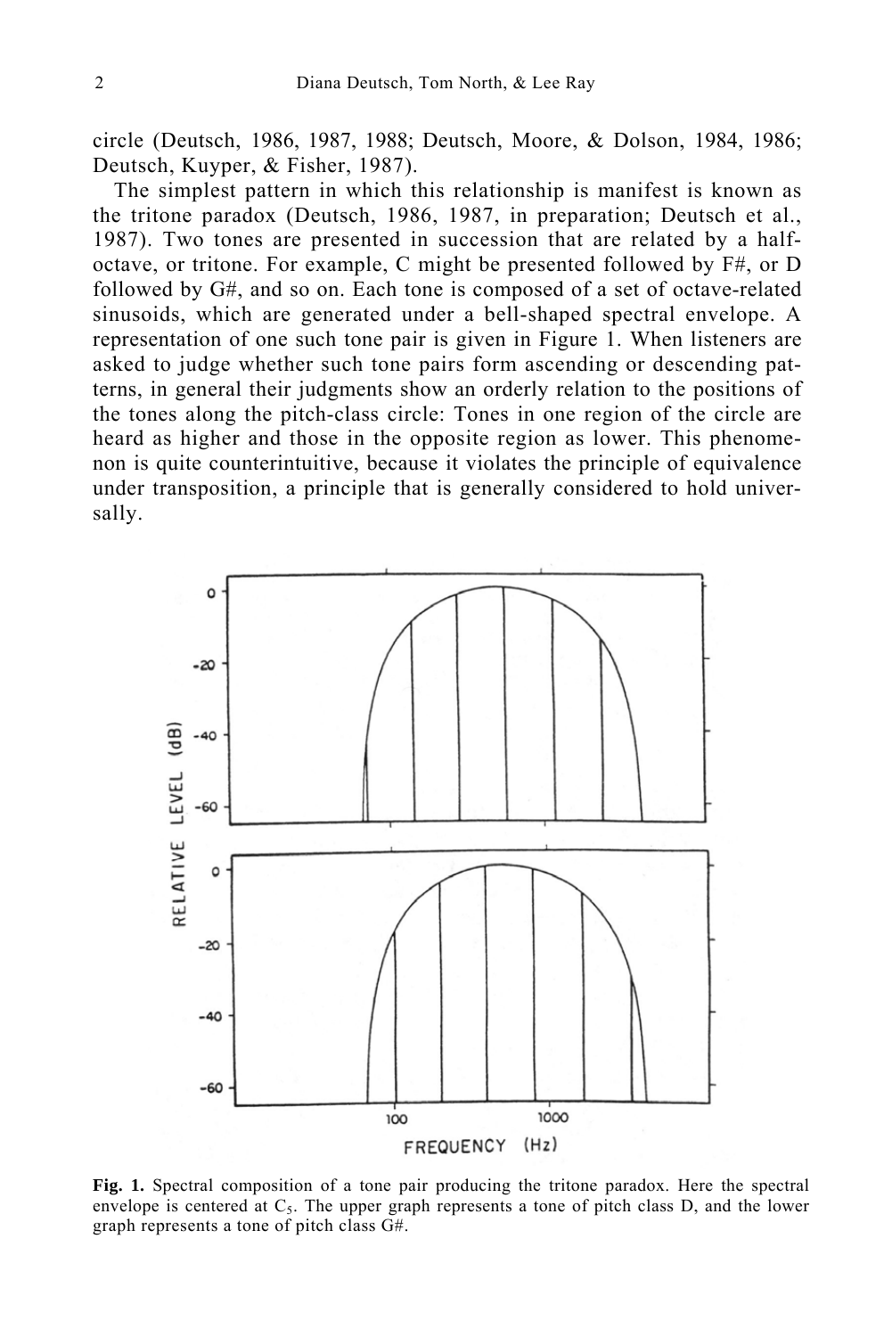circle (Deutsch, 1986, 1987, 1988; Deutsch, Moore, & Dolson, 1984, 1986; Deutsch, Kuyper, & Fisher, 1987).

The simplest pattern in which this relationship is manifest is known as the tritone paradox (Deutsch, 1986, 1987, in preparation; Deutsch et al., 1987). Two tones are presented in succession that are related by a half-octave, or tritone. For example, C might be presented followed by F#, or D followed by G#, and so on. Each tone is composed of a set of octave-related sinusoids, which are generated under a bell-shaped spectral envelope. A representation of one such tone pair is given in Figure 1. When listeners are asked to judge whether such tone pairs form ascending or descending patterns, in general their judgments show an orderly relation to the positions of the tones along the pitch-class circle: Tones in one region of the circle are heard as higher and those in the opposite region as lower. This phenomenon is quite counterintuitive, because it violates the principle of equivalence under transposition, a principle that is generally considered to hold universally.

**Fig. 1.** Spectral composition of a tone pair producing the tritone paradox. Here the spectral envelope is centered at $C_5$. The upper graph represents a tone of pitch class D, and the lower graph represents a tone of pitch class G#.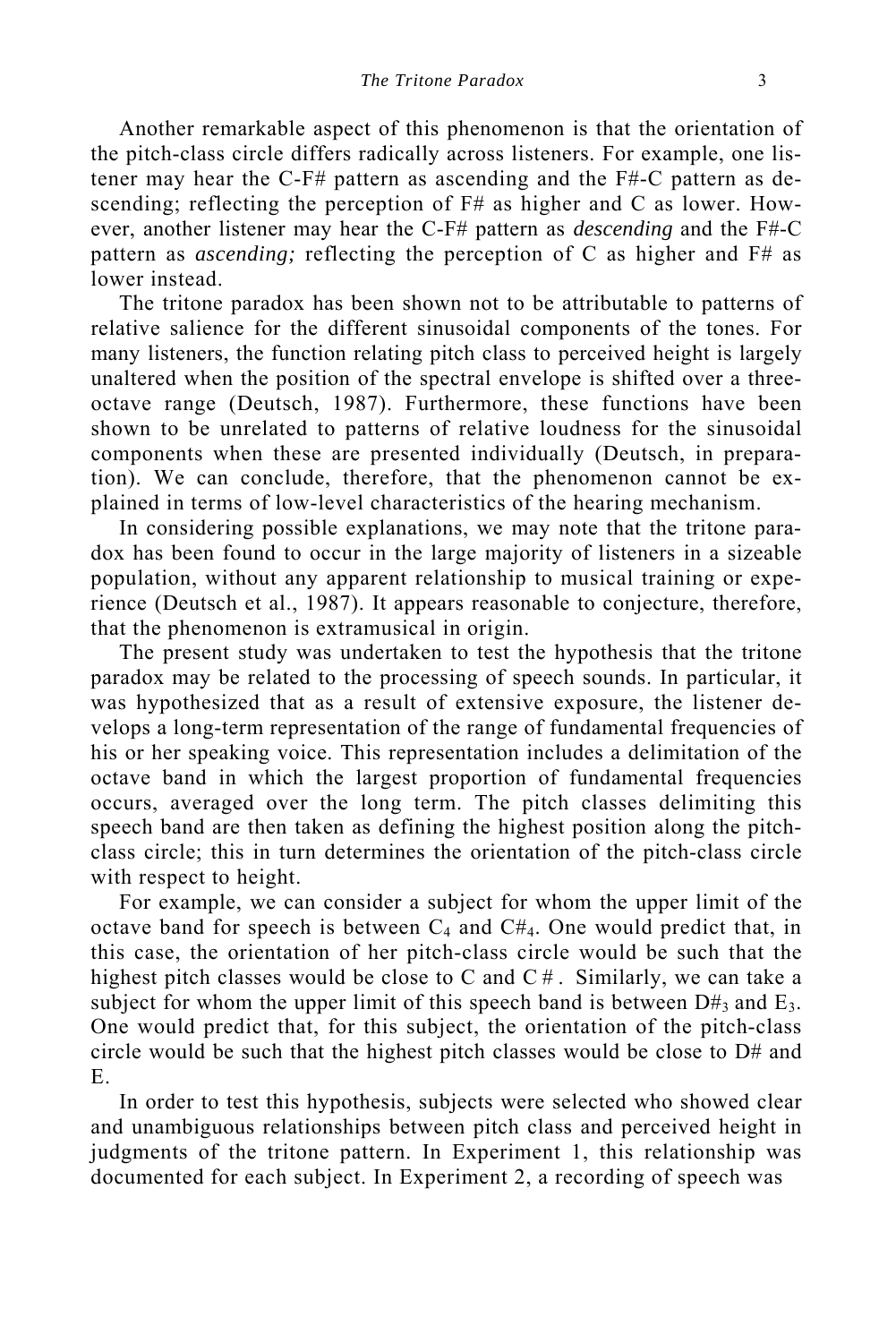Another remarkable aspect of this phenomenon is that the orientation of the pitch-class circle differs radically across listeners. For example, one listener may hear the C-F# pattern as ascending and the F#-C pattern as descending; reflecting the perception of F# as higher and C as lower. However, another listener may hear the C-F# pattern as *descending* and the F#-C pattern as *ascending;* reflecting the perception of C as higher and F# as lower instead.

The tritone paradox has been shown not to be attributable to patterns of relative salience for the different sinusoidal components of the tones. For many listeners, the function relating pitch class to perceived height is largely unaltered when the position of the spectral envelope is shifted over a three-octave range (Deutsch, 1987). Furthermore, these functions have been shown to be unrelated to patterns of relative loudness for the sinusoidal components when these are presented individually (Deutsch, in preparation). We can conclude, therefore, that the phenomenon cannot be explained in terms of low-level characteristics of the hearing mechanism.

In considering possible explanations, we may note that the tritone paradox has been found to occur in the large majority of listeners in a sizeable population, without any apparent relationship to musical training or experience (Deutsch et al., 1987). It appears reasonable to conjecture, therefore, that the phenomenon is extramusical in origin.

The present study was undertaken to test the hypothesis that the tritone paradox may be related to the processing of speech sounds. In particular, it was hypothesized that as a result of extensive exposure, the listener develops a long-term representation of the range of fundamental frequencies of his or her speaking voice. This representation includes a delimitation of the octave band in which the largest proportion of fundamental frequencies occurs, averaged over the long term. The pitch classes delimiting this speech band are then taken as defining the highest position along the pitch-class circle; this in turn determines the orientation of the pitch-class circle with respect to height.

For example, we can consider a subject for whom the upper limit of the octave band for speech is between $C_4$ and $C\#_4$. One would predict that, in this case, the orientation of her pitch-class circle would be such that the highest pitch classes would be close to C and C#. Similarly, we can take a subject for whom the upper limit of this speech band is between $D\#_3$ and $E_3$. One would predict that, for this subject, the orientation of the pitch-class circle would be such that the highest pitch classes would be close to D# and E.

In order to test this hypothesis, subjects were selected who showed clear and unambiguous relationships between pitch class and perceived height in judgments of the tritone pattern. In Experiment 1, this relationship was documented for each subject. In Experiment 2, a recording of speech was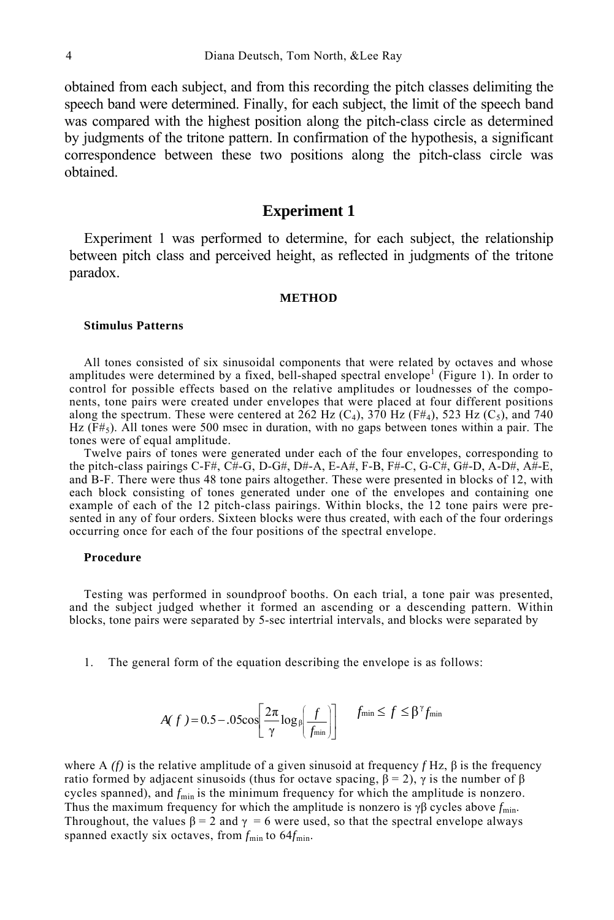obtained from each subject, and from this recording the pitch classes delimiting the speech band were determined. Finally, for each subject, the limit of the speech band was compared with the highest position along the pitch-class circle as determined by judgments of the tritone pattern. In confirmation of the hypothesis, a significant correspondence between these two positions along the pitch-class circle was obtained.

## Experiment 1

Experiment 1 was performed to determine, for each subject, the relationship between pitch class and perceived height, as reflected in judgments of the tritone paradox.

### METHOD

#### Stimulus Patterns

All tones consisted of six sinusoidal components that were related by octaves and whose amplitudes were determined by a fixed, bell-shaped spectral envelope[1] (Figure 1). In order to control for possible effects based on the relative amplitudes or loudnesses of the components, tone pairs were created under envelopes that were placed at four different positions along the spectrum. These were centered at 262 Hz ($C_4$), 370 Hz ($F\#_4$), 523 Hz ($C_5$), and 740 Hz ($F\#_5$). All tones were 500 msec in duration, with no gaps between tones within a pair. The tones were of equal amplitude.

Twelve pairs of tones were generated under each of the four envelopes, corresponding to the pitch-class pairings C-F#, C#-G, D-G#, D#-A, E-A#, F-B, F#-C, G-C#, G#-D, A-D#, A#-E, and B-F. There were thus 48 tone pairs altogether. These were presented in blocks of 12, with each block consisting of tones generated under one of the envelopes and containing one example of each of the 12 pitch-class pairings. Within blocks, the 12 tone pairs were presented in any of four orders. Sixteen blocks were thus created, with each of the four orderings occurring once for each of the four positions of the spectral envelope.

#### Procedure

Testing was performed in soundproof booths. On each trial, a tone pair was presented, and the subject judged whether it formed an ascending or a descending pattern. Within blocks, tone pairs were separated by 5-sec intertrial intervals, and blocks were separated by

1. The general form of the equation describing the envelope is as follows:

$$A(f) = 0.5 - .05\cos\left[\frac{2\pi}{\gamma}\log_{\beta}\left(\frac{f}{f_{\min}}\right)\right] \qquad f_{\min} \le f \le \beta^{\gamma} f_{\min}$$

where A $(f)$ is the relative amplitude of a given sinusoid at frequency $f$ Hz, $\beta$ is the frequency ratio formed by adjacent sinusoids (thus for octave spacing, $\beta = 2$), $\gamma$ is the number of $\beta$ cycles spanned), and $f_{\min}$ is the minimum frequency for which the amplitude is nonzero. Thus the maximum frequency for which the amplitude is nonzero is $\gamma\beta$ cycles above $f_{\min}$. Throughout, the values $\beta = 2$ and $\gamma = 6$ were used, so that the spectral envelope always spanned exactly six octaves, from $f_{\min}$ to $64f_{\min}$.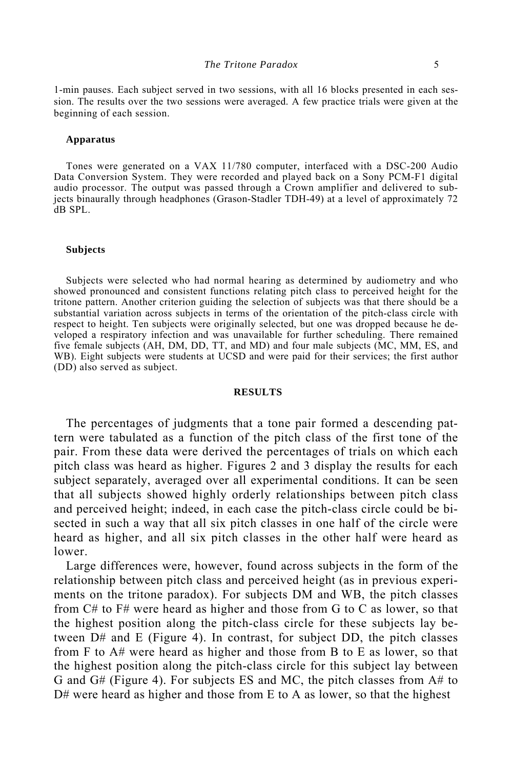1-min pauses. Each subject served in two sessions, with all 16 blocks presented in each session. The results over the two sessions were averaged. A few practice trials were given at the beginning of each session.

### Apparatus

Tones were generated on a VAX 11/780 computer, interfaced with a DSC-200 Audio Data Conversion System. They were recorded and played back on a Sony PCM-F1 digital audio processor. The output was passed through a Crown amplifier and delivered to subjects binaurally through headphones (Grason-Stadler TDH-49) at a level of approximately 72 dB SPL.

### Subjects

Subjects were selected who had normal hearing as determined by audiometry and who showed pronounced and consistent functions relating pitch class to perceived height for the tritone pattern. Another criterion guiding the selection of subjects was that there should be a substantial variation across subjects in terms of the orientation of the pitch-class circle with respect to height. Ten subjects were originally selected, but one was dropped because he developed a respiratory infection and was unavailable for further scheduling. There remained five female subjects (AH, DM, DD, TT, and MD) and four male subjects (MC, MM, ES, and WB). Eight subjects were students at UCSD and were paid for their services; the first author (DD) also served as subject.

## RESULTS

The percentages of judgments that a tone pair formed a descending pattern were tabulated as a function of the pitch class of the first tone of the pair. From these data were derived the percentages of trials on which each pitch class was heard as higher. Figures 2 and 3 display the results for each subject separately, averaged over all experimental conditions. It can be seen that all subjects showed highly orderly relationships between pitch class and perceived height; indeed, in each case the pitch-class circle could be bisected in such a way that all six pitch classes in one half of the circle were heard as higher, and all six pitch classes in the other half were heard as lower.

Large differences were, however, found across subjects in the form of the relationship between pitch class and perceived height (as in previous experiments on the tritone paradox). For subjects DM and WB, the pitch classes from C# to F# were heard as higher and those from G to C as lower, so that the highest position along the pitch-class circle for these subjects lay between D# and E (Figure 4). In contrast, for subject DD, the pitch classes from F to A# were heard as higher and those from B to E as lower, so that the highest position along the pitch-class circle for this subject lay between G and G# (Figure 4). For subjects ES and MC, the pitch classes from A# to D# were heard as higher and those from E to A as lower, so that the highest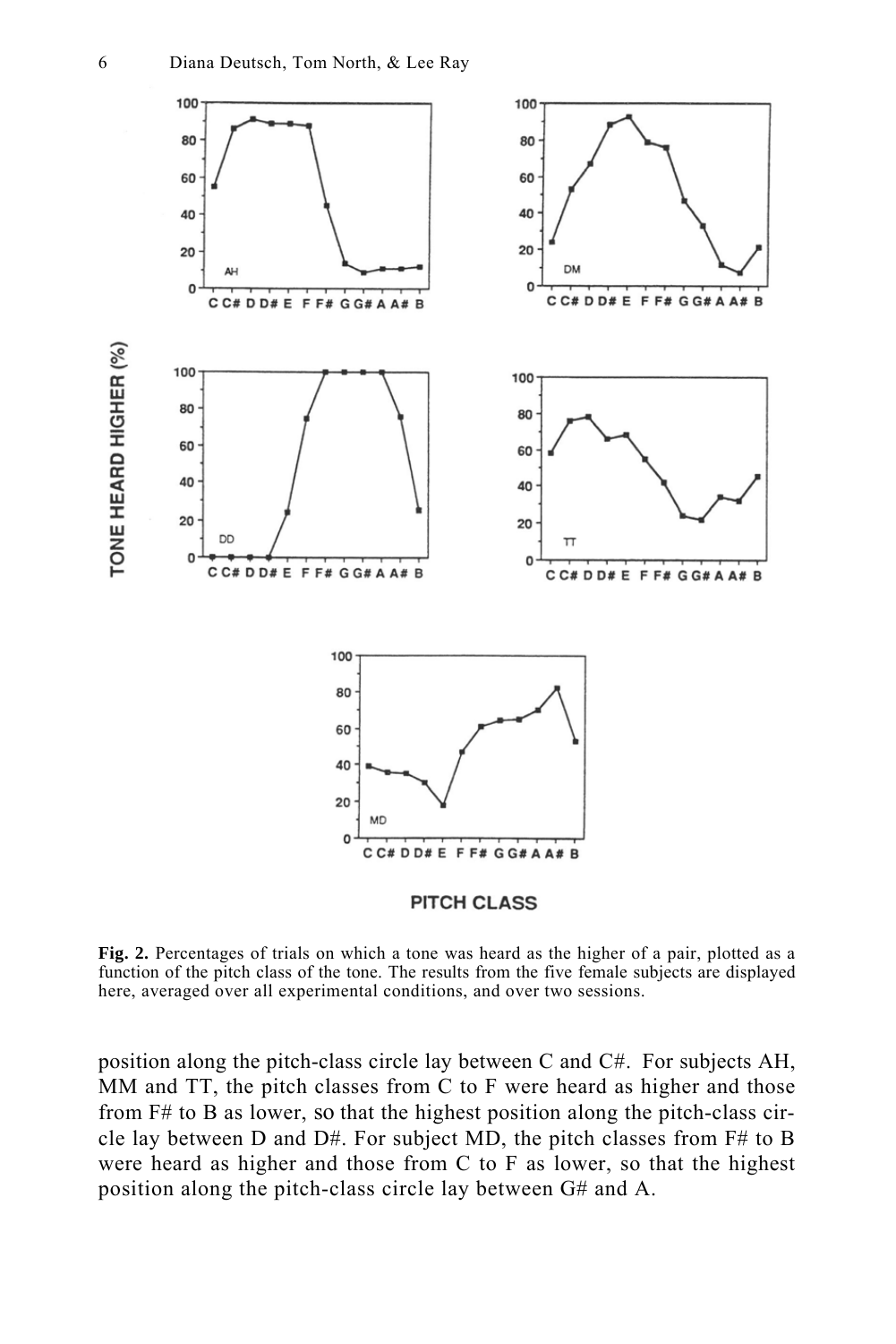**Fig. 2.** Percentages of trials on which a tone was heard as the higher of a pair, plotted as a function of the pitch class of the tone. The results from the five female subjects are displayed here, averaged over all experimental conditions, and over two sessions.

position along the pitch-class circle lay between C and C#. For subjects AH, MM and TT, the pitch classes from C to F were heard as higher and those from F# to B as lower, so that the highest position along the pitch-class circle lay between D and D#. For subject MD, the pitch classes from F# to B were heard as higher and those from C to F as lower, so that the highest position along the pitch-class circle lay between G# and A.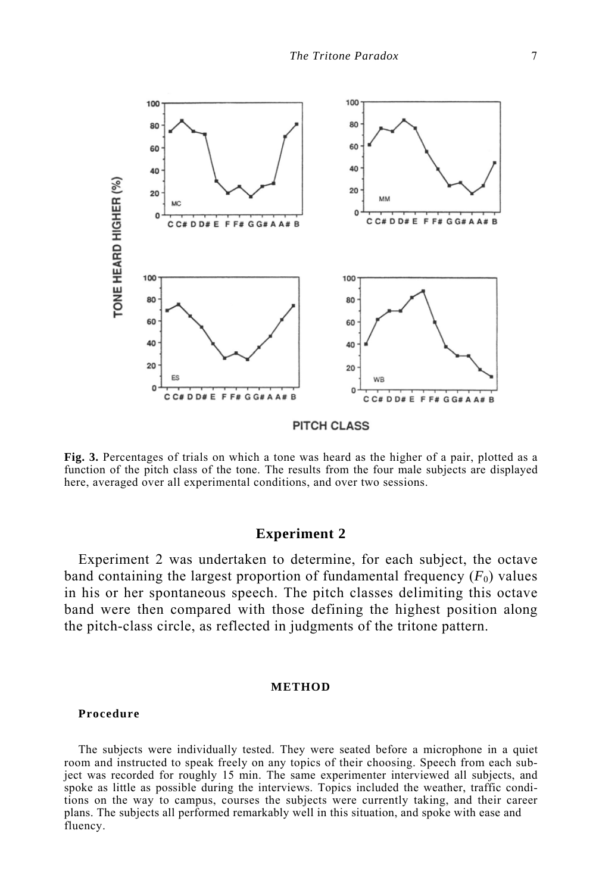**Fig. 3.** Percentages of trials on which a tone was heard as the higher of a pair, plotted as a function of the pitch class of the tone. The results from the four male subjects are displayed here, averaged over all experimental conditions, and over two sessions.

## Experiment 2

Experiment 2 was undertaken to determine, for each subject, the octave band containing the largest proportion of fundamental frequency ($F_0$) values in his or her spontaneous speech. The pitch classes delimiting this octave band were then compared with those defining the highest position along the pitch-class circle, as reflected in judgments of the tritone pattern.

### METHOD

#### Procedure

The subjects were individually tested. They were seated before a microphone in a quiet room and instructed to speak freely on any topics of their choosing. Speech from each subject was recorded for roughly 15 min. The same experimenter interviewed all subjects, and spoke as little as possible during the interviews. Topics included the weather, traffic conditions on the way to campus, courses the subjects were currently taking, and their career plans. The subjects all performed remarkably well in this situation, and spoke with ease and fluency.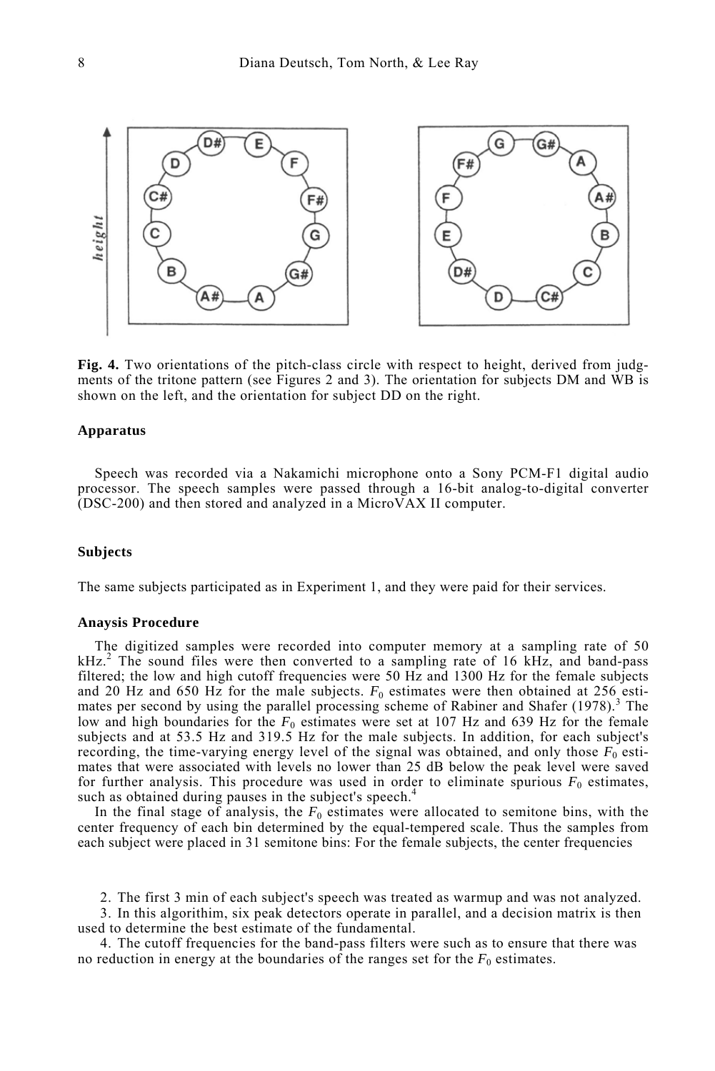**Fig. 4.** Two orientations of the pitch-class circle with respect to height, derived from judgments of the tritone pattern (see Figures 2 and 3). The orientation for subjects DM and WB is shown on the left, and the orientation for subject DD on the right.

### Apparatus

Speech was recorded via a Nakamichi microphone onto a Sony PCM-F1 digital audio processor. The speech samples were passed through a 16-bit analog-to-digital converter (DSC-200) and then stored and analyzed in a MicroVAX II computer.

### Subjects

The same subjects participated as in Experiment 1, and they were paid for their services.

### Anaysis Procedure

The digitized samples were recorded into computer memory at a sampling rate of 50 kHz.[2] The sound files were then converted to a sampling rate of 16 kHz, and band-pass filtered; the low and high cutoff frequencies were 50 Hz and 1300 Hz for the female subjects and 20 Hz and 650 Hz for the male subjects. $F_0$ estimates were then obtained at 256 estimates per second by using the parallel processing scheme of Rabiner and Shafer (1978).[3] The low and high boundaries for the $F_0$ estimates were set at 107 Hz and 639 Hz for the female subjects and at 53.5 Hz and 319.5 Hz for the male subjects. In addition, for each subject's recording, the time-varying energy level of the signal was obtained, and only those $F_0$ estimates that were associated with levels no lower than 25 dB below the peak level were saved for further analysis. This procedure was used in order to eliminate spurious $F_0$ estimates, such as obtained during pauses in the subject's speech.[4]

In the final stage of analysis, the $F_0$ estimates were allocated to semitone bins, with the center frequency of each bin determined by the equal-tempered scale. Thus the samples from each subject were placed in 31 semitone bins: For the female subjects, the center frequencies

2. The first 3 min of each subject's speech was treated as warmup and was not analyzed.

3. In this algorithim, six peak detectors operate in parallel, and a decision matrix is then used to determine the best estimate of the fundamental.

4. The cutoff frequencies for the band-pass filters were such as to ensure that there was no reduction in energy at the boundaries of the ranges set for the $F_0$ estimates.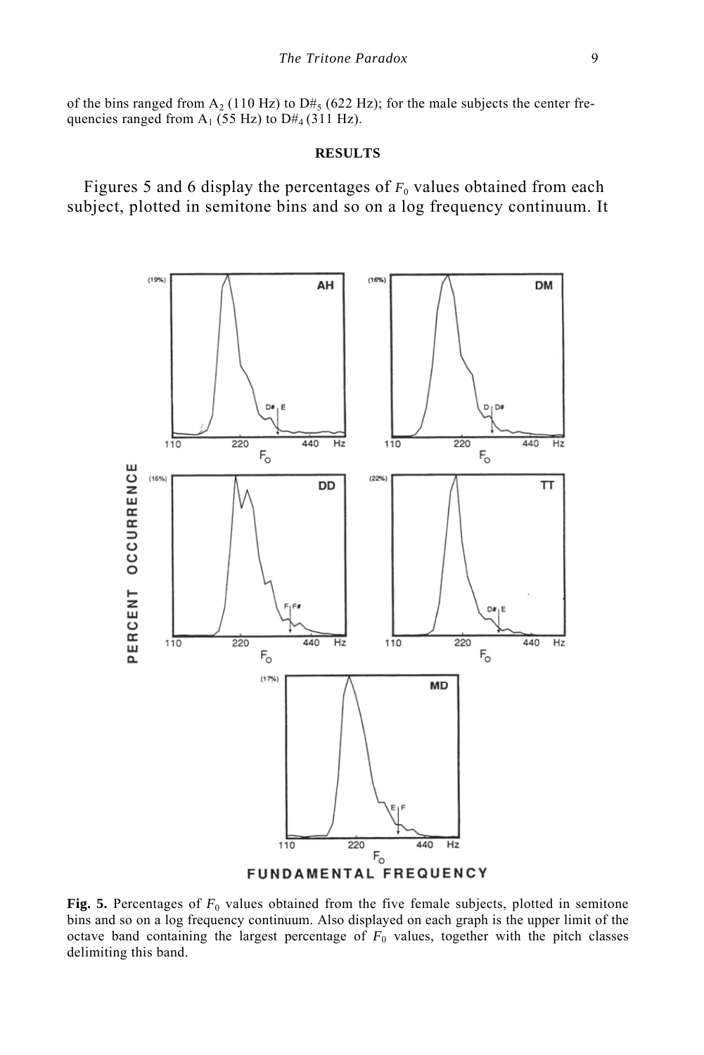of the bins ranged from $A_2$ (110 Hz) to $D\#_5$ (622 Hz); for the male subjects the center frequencies ranged from $A_1$ (55 Hz) to $D\#_4$ (311 Hz).

## RESULTS

Figures 5 and 6 display the percentages of $F_0$ values obtained from each subject, plotted in semitone bins and so on a log frequency continuum. It

**Fig. 5.** Percentages of $F_0$ values obtained from the five female subjects, plotted in semitone bins and so on a log frequency continuum. Also displayed on each graph is the upper limit of the octave band containing the largest percentage of $F_0$ values, together with the pitch classes delimiting this band.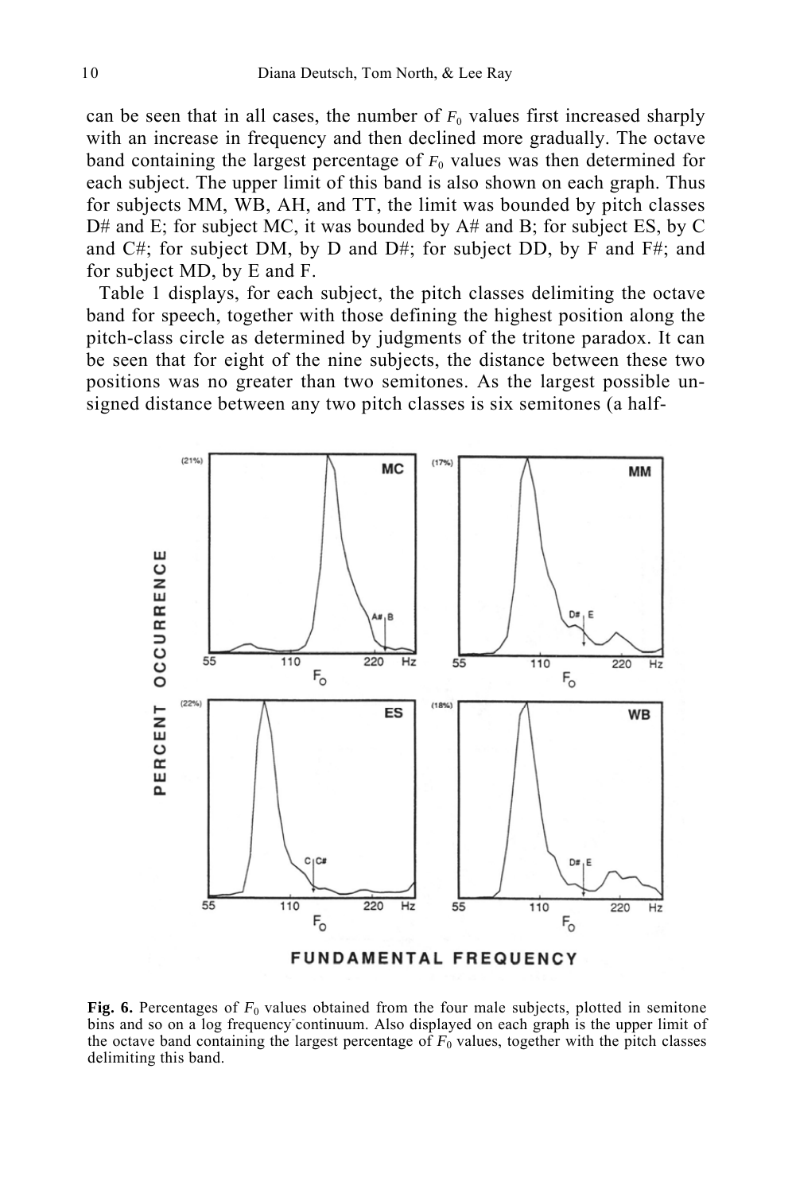can be seen that in all cases, the number of $F_0$ values first increased sharply with an increase in frequency and then declined more gradually. The octave band containing the largest percentage of $F_0$ values was then determined for each subject. The upper limit of this band is also shown on each graph. Thus for subjects MM, WB, AH, and TT, the limit was bounded by pitch classes D# and E; for subject MC, it was bounded by A# and B; for subject ES, by C and C#; for subject DM, by D and D#; for subject DD, by F and F#; and for subject MD, by E and F.

Table 1 displays, for each subject, the pitch classes delimiting the octave band for speech, together with those defining the highest position along the pitch-class circle as determined by judgments of the tritone paradox. It can be seen that for eight of the nine subjects, the distance between these two positions was no greater than two semitones. As the largest possible unsigned distance between any two pitch classes is six semitones (a half-

**Fig. 6.** Percentages of $F_0$ values obtained from the four male subjects, plotted in semitone bins and so on a log frequency continuum. Also displayed on each graph is the upper limit of the octave band containing the largest percentage of $F_0$ values, together with the pitch classes delimiting this band.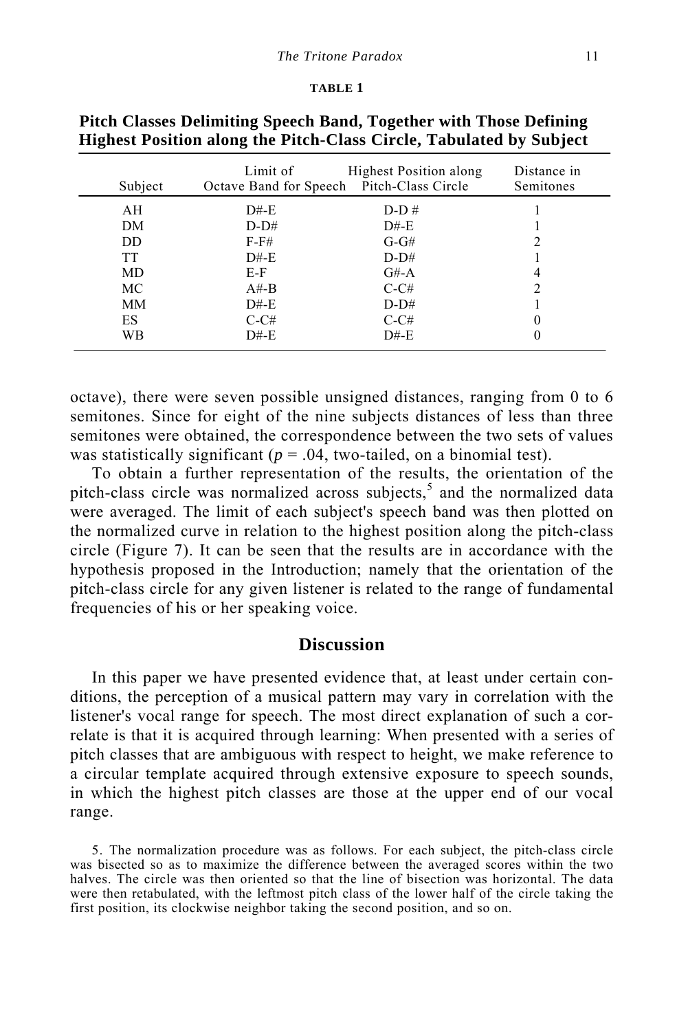**TABLE 1**

**Pitch Classes Delimiting Speech Band, Together with Those Defining Highest Position along the Pitch-Class Circle, Tabulated by Subject**

| Subject | Limit of Octave Band for Speech | Highest Position along Pitch-Class Circle | Distance in Semitones |
|---|---|---|---|
| AH | D#-E | D-D # | 1 |
| DM | D-D# | D#-E | 1 |
| DD | F-F# | G-G# | 2 |
| TT | D#-E | D-D# | 1 |
| MD | E-F | G#-A | 4 |
| MC | A#-B | C-C# | 2 |
| MM | D#-E | D-D# | 1 |
| ES | C-C# | C-C# | 0 |
| WB | D#-E | D#-E | 0 |

octave), there were seven possible unsigned distances, ranging from 0 to 6 semitones. Since for eight of the nine subjects distances of less than three semitones were obtained, the correspondence between the two sets of values was statistically significant ($p = .04$, two-tailed, on a binomial test).

To obtain a further representation of the results, the orientation of the pitch-class circle was normalized across subjects,[5] and the normalized data were averaged. The limit of each subject's speech band was then plotted on the normalized curve in relation to the highest position along the pitch-class circle (Figure 7). It can be seen that the results are in accordance with the hypothesis proposed in the Introduction; namely that the orientation of the pitch-class circle for any given listener is related to the range of fundamental frequencies of his or her speaking voice.

## Discussion

In this paper we have presented evidence that, at least under certain conditions, the perception of a musical pattern may vary in correlation with the listener's vocal range for speech. The most direct explanation of such a correlate is that it is acquired through learning: When presented with a series of pitch classes that are ambiguous with respect to height, we make reference to a circular template acquired through extensive exposure to speech sounds, in which the highest pitch classes are those at the upper end of our vocal range.

5. The normalization procedure was as follows. For each subject, the pitch-class circle was bisected so as to maximize the difference between the averaged scores within the two halves. The circle was then oriented so that the line of bisection was horizontal. The data were then retabulated, with the leftmost pitch class of the lower half of the circle taking the first position, its clockwise neighbor taking the second position, and so on.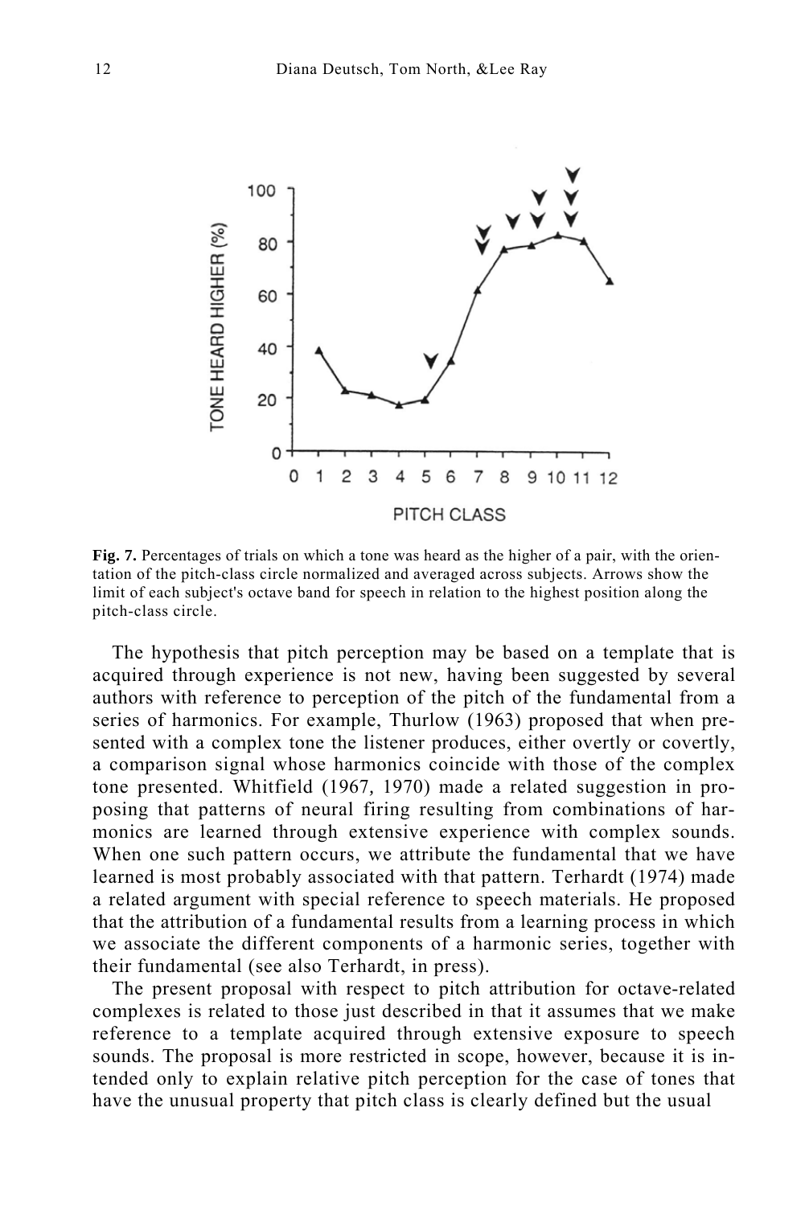**Fig. 7.** Percentages of trials on which a tone was heard as the higher of a pair, with the orientation of the pitch-class circle normalized and averaged across subjects. Arrows show the limit of each subject's octave band for speech in relation to the highest position along the pitch-class circle.

The hypothesis that pitch perception may be based on a template that is acquired through experience is not new, having been suggested by several authors with reference to perception of the pitch of the fundamental from a series of harmonics. For example, Thurlow (1963) proposed that when presented with a complex tone the listener produces, either overtly or covertly, a comparison signal whose harmonics coincide with those of the complex tone presented. Whitfield (1967, 1970) made a related suggestion in proposing that patterns of neural firing resulting from combinations of harmonics are learned through extensive experience with complex sounds. When one such pattern occurs, we attribute the fundamental that we have learned is most probably associated with that pattern. Terhardt (1974) made a related argument with special reference to speech materials. He proposed that the attribution of a fundamental results from a learning process in which we associate the different components of a harmonic series, together with their fundamental (see also Terhardt, in press).

The present proposal with respect to pitch attribution for octave-related complexes is related to those just described in that it assumes that we make reference to a template acquired through extensive exposure to speech sounds. The proposal is more restricted in scope, however, because it is intended only to explain relative pitch perception for the case of tones that have the unusual property that pitch class is clearly defined but the usual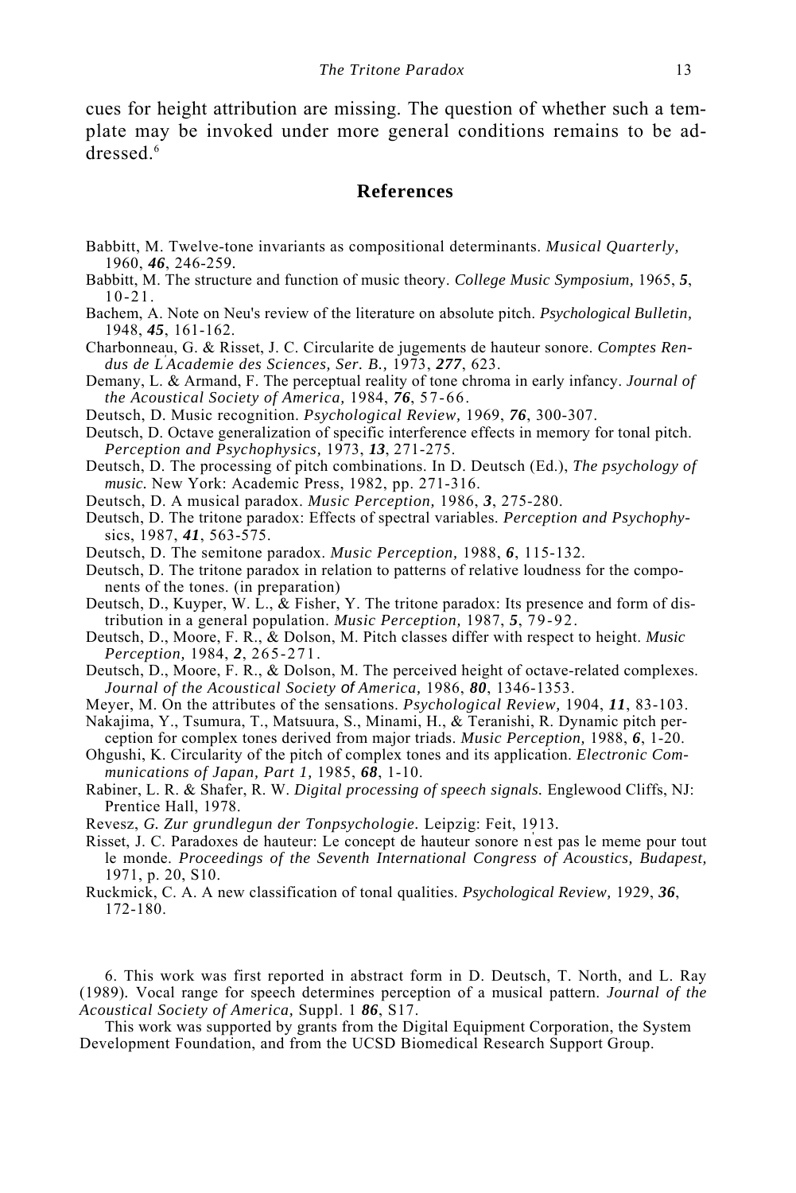cues for height attribution are missing. The question of whether such a template may be invoked under more general conditions remains to be addressed.[6]

## References

Babbitt, M. Twelve-tone invariants as compositional determinants. *Musical Quarterly,* 1960, ***46***, 246-259.

Babbitt, M. The structure and function of music theory. *College Music Symposium,* 1965, ***5***, 10-21.

Bachem, A. Note on Neu's review of the literature on absolute pitch. *Psychological Bulletin,* 1948, ***45***, 161-162.

Charbonneau, G. & Risset, J. C. Circularite de jugements de hauteur sonore. *Comptes Rendus de L'Academie des Sciences, Ser. B.,* 1973, ***277***, 623.

Demany, L. & Armand, F. The perceptual reality of tone chroma in early infancy. *Journal of the Acoustical Society of America,* 1984, ***76***, 57-66.

Deutsch, D. Music recognition. *Psychological Review,* 1969, ***76***, 300-307.

Deutsch, D. Octave generalization of specific interference effects in memory for tonal pitch. *Perception and Psychophysics,* 1973, ***13***, 271-275.

Deutsch, D. The processing of pitch combinations. In D. Deutsch (Ed.), *The psychology of music.* New York: Academic Press, 1982, pp. 271-316.

Deutsch, D. A musical paradox. *Music Perception,* 1986, ***3***, 275-280.

Deutsch, D. The tritone paradox: Effects of spectral variables. *Perception and Psychophysics*, 1987, ***41***, 563-575.

Deutsch, D. The semitone paradox. *Music Perception,* 1988, ***6***, 115-132.

Deutsch, D. The tritone paradox in relation to patterns of relative loudness for the components of the tones. (in preparation)

Deutsch, D., Kuyper, W. L., & Fisher, Y. The tritone paradox: Its presence and form of distribution in a general population. *Music Perception,* 1987, ***5***, 79-92.

Deutsch, D., Moore, F. R., & Dolson, M. Pitch classes differ with respect to height. *Music Perception,* 1984, ***2***, 265-271.

Deutsch, D., Moore, F. R., & Dolson, M. The perceived height of octave-related complexes. *Journal of the Acoustical Society of America,* 1986, ***80***, 1346-1353.

Meyer, M. On the attributes of the sensations. *Psychological Review,* 1904, ***11***, 83-103.

Nakajima, Y., Tsumura, T., Matsuura, S., Minami, H., & Teranishi, R. Dynamic pitch perception for complex tones derived from major triads. *Music Perception,* 1988, ***6***, 1-20.

Ohgushi, K. Circularity of the pitch of complex tones and its application. *Electronic Communications of Japan, Part 1,* 1985, ***68***, 1-10.

Rabiner, L. R. & Shafer, R. W. *Digital processing of speech signals.* Englewood Cliffs, NJ: Prentice Hall, 1978.

Revesz, *G. Zur grundlegun der Tonpsychologie.* Leipzig: Feit, 1913.

Risset, J. C. Paradoxes de hauteur: Le concept de hauteur sonore n'est pas le meme pour tout le monde. *Proceedings of the Seventh International Congress of Acoustics, Budapest,* 1971, p. 20, S10.

Ruckmick, C. A. A new classification of tonal qualities. *Psychological Review,* 1929, ***36***, 172-180.

6. This work was first reported in abstract form in D. Deutsch, T. North, and L. Ray (1989). Vocal range for speech determines perception of a musical pattern. *Journal of the Acoustical Society of America,* Suppl. 1 ***86***, S17.

This work was supported by grants from the Digital Equipment Corporation, the System Development Foundation, and from the UCSD Biomedical Research Support Group.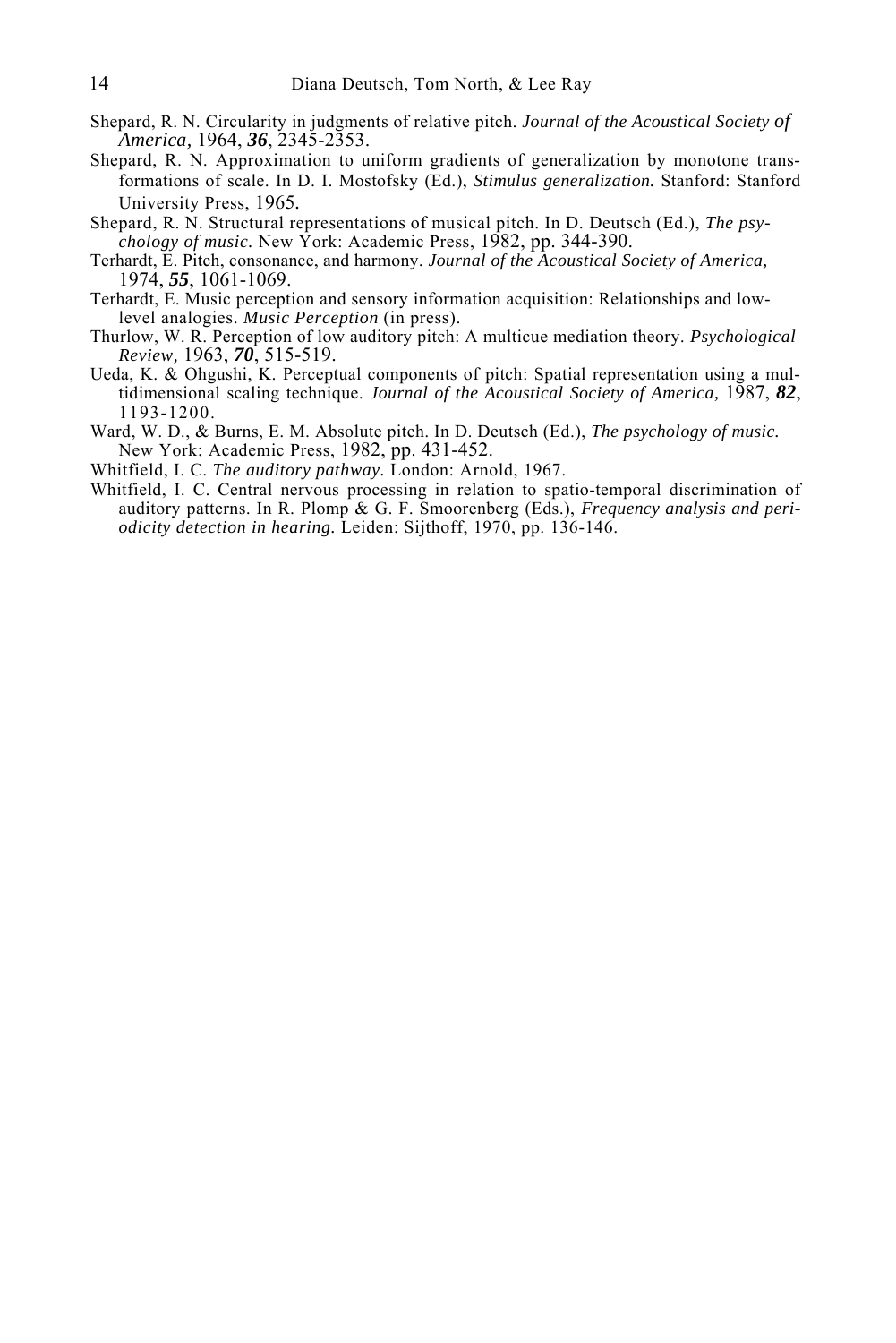Shepard, R. N. Circularity in judgments of relative pitch. *Journal of the Acoustical Society of America,* 1964, ***36***, 2345-2353.

Shepard, R. N. Approximation to uniform gradients of generalization by monotone transformations of scale. In D. I. Mostofsky (Ed.), *Stimulus generalization.* Stanford: Stanford University Press, 1965.

Shepard, R. N. Structural representations of musical pitch. In D. Deutsch (Ed.), *The psychology of music.* New York: Academic Press, 1982, pp. 344-390.

Terhardt, E. Pitch, consonance, and harmony. *Journal of the Acoustical Society of America,* 1974, ***55***, 1061-1069.

Terhardt, E. Music perception and sensory information acquisition: Relationships and low-level analogies. *Music Perception* (in press).

Thurlow, W. R. Perception of low auditory pitch: A multicue mediation theory. *Psychological Review,* 1963, ***70***, 515-519.

Ueda, K. & Ohgushi, K. Perceptual components of pitch: Spatial representation using a multidimensional scaling technique. *Journal of the Acoustical Society of America,* 1987, ***82***, 1193-1200.

Ward, W. D., & Burns, E. M. Absolute pitch. In D. Deutsch (Ed.), *The psychology of music.* New York: Academic Press, 1982, pp. 431-452.

Whitfield, I. C. *The auditory pathway.* London: Arnold, 1967.

Whitfield, I. C. Central nervous processing in relation to spatio-temporal discrimination of auditory patterns. In R. Plomp & G. F. Smoorenberg (Eds.), *Frequency analysis and periodicity detection in hearing.* Leiden: Sijthoff, 1970, pp. 136-146.